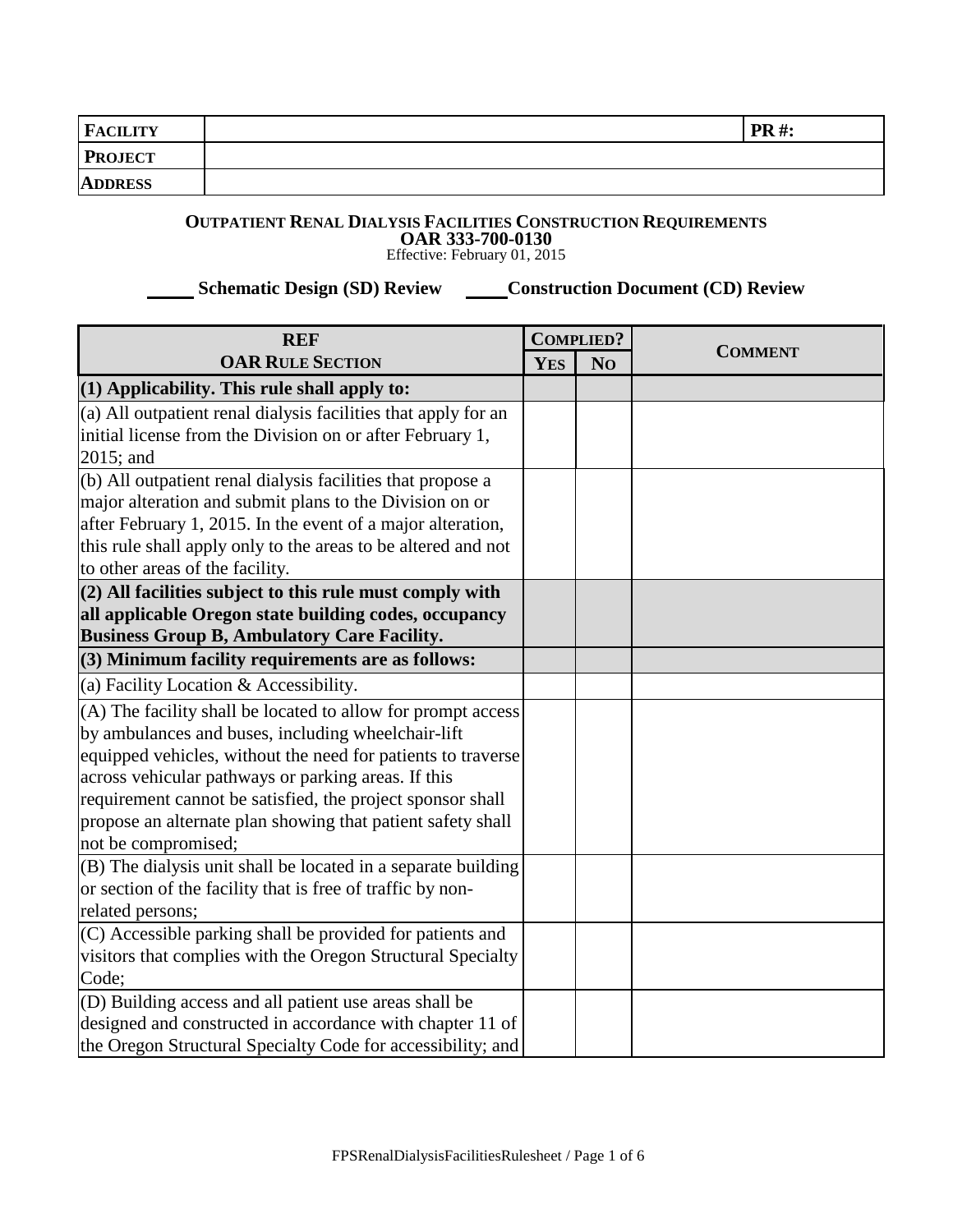| **FACILITY** | | **PR #:** |
|---|---|---|
| **PROJECT** | | |
| **ADDRESS** | | |

**OUTPATIENT RENAL DIALYSIS FACILITIES CONSTRUCTION REQUIREMENTS**
**OAR 333-700-0130**
Effective: February 01, 2015

_____ **Schematic Design (SD) Review** _____ **Construction Document (CD) Review**

| **REF** **OAR RULE SECTION** | **COMPLIED?** | | **COMMENT** |
|---|---|---|---|
| | **YES** | **NO** | |
| **(1) Applicability. This rule shall apply to:** | | | |
| (a) All outpatient renal dialysis facilities that apply for an initial license from the Division on or after February 1, 2015; and | | | |
| (b) All outpatient renal dialysis facilities that propose a major alteration and submit plans to the Division on or after February 1, 2015. In the event of a major alteration, this rule shall apply only to the areas to be altered and not to other areas of the facility. | | | |
| **(2) All facilities subject to this rule must comply with all applicable Oregon state building codes, occupancy Business Group B, Ambulatory Care Facility.** | | | |
| **(3) Minimum facility requirements are as follows:** | | | |
| (a) Facility Location & Accessibility. | | | |
| (A) The facility shall be located to allow for prompt access by ambulances and buses, including wheelchair-lift equipped vehicles, without the need for patients to traverse across vehicular pathways or parking areas. If this requirement cannot be satisfied, the project sponsor shall propose an alternate plan showing that patient safety shall not be compromised; | | | |
| (B) The dialysis unit shall be located in a separate building or section of the facility that is free of traffic by non-related persons; | | | |
| (C) Accessible parking shall be provided for patients and visitors that complies with the Oregon Structural Specialty Code; | | | |
| (D) Building access and all patient use areas shall be designed and constructed in accordance with chapter 11 of the Oregon Structural Specialty Code for accessibility; and | | | |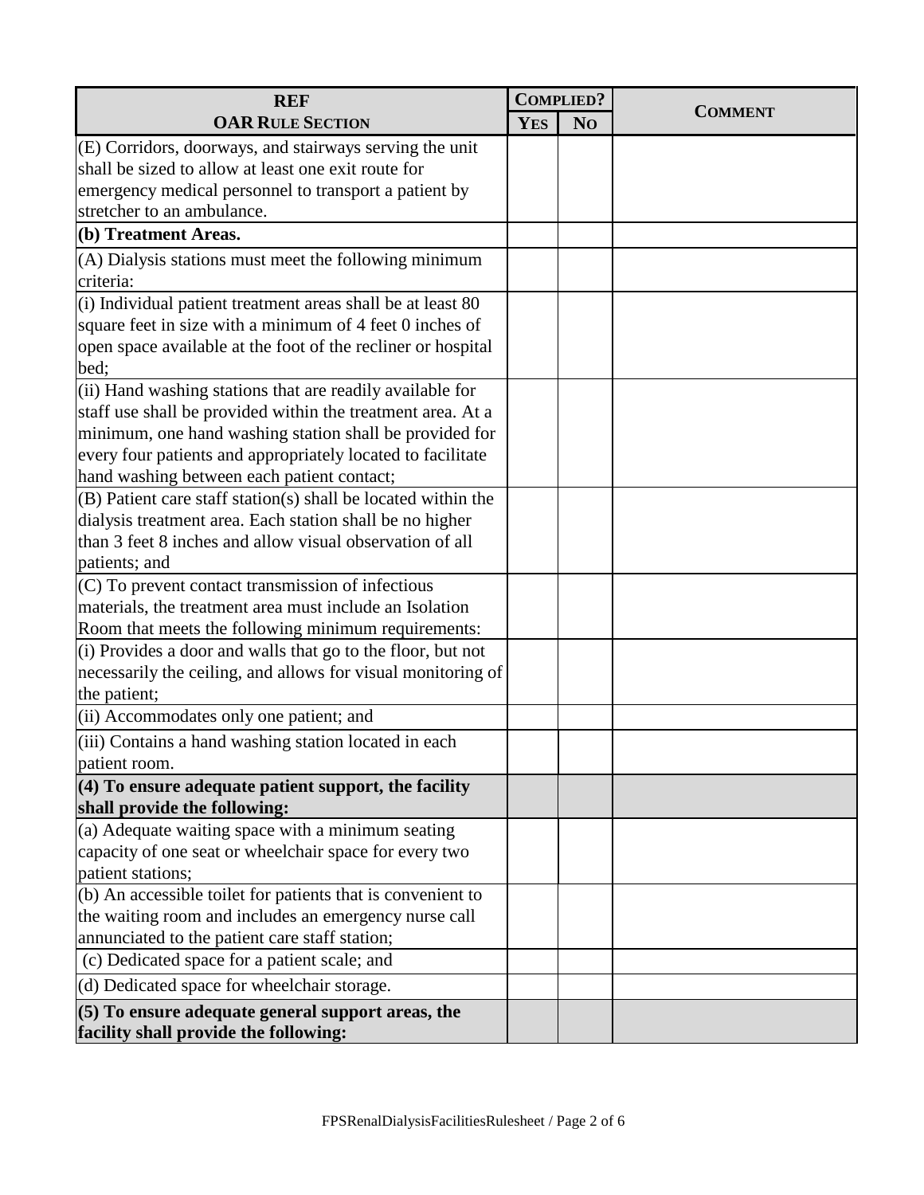| REF<br>OAR RULE SECTION | COMPLIED? | | COMMENT |
|---|---|---|---|
| | YES | NO | |
| (E) Corridors, doorways, and stairways serving the unit shall be sized to allow at least one exit route for emergency medical personnel to transport a patient by stretcher to an ambulance. | | | |
| **(b) Treatment Areas.** | | | |
| (A) Dialysis stations must meet the following minimum criteria: | | | |
| (i) Individual patient treatment areas shall be at least 80 square feet in size with a minimum of 4 feet 0 inches of open space available at the foot of the recliner or hospital bed; | | | |
| (ii) Hand washing stations that are readily available for staff use shall be provided within the treatment area. At a minimum, one hand washing station shall be provided for every four patients and appropriately located to facilitate hand washing between each patient contact; | | | |
| (B) Patient care staff station(s) shall be located within the dialysis treatment area. Each station shall be no higher than 3 feet 8 inches and allow visual observation of all patients; and | | | |
| (C) To prevent contact transmission of infectious materials, the treatment area must include an Isolation Room that meets the following minimum requirements: | | | |
| (i) Provides a door and walls that go to the floor, but not necessarily the ceiling, and allows for visual monitoring of the patient; | | | |
| (ii) Accommodates only one patient; and | | | |
| (iii) Contains a hand washing station located in each patient room. | | | |
| **(4) To ensure adequate patient support, the facility shall provide the following:** | | | |
| (a) Adequate waiting space with a minimum seating capacity of one seat or wheelchair space for every two patient stations; | | | |
| (b) An accessible toilet for patients that is convenient to the waiting room and includes an emergency nurse call annunciated to the patient care staff station; | | | |
| (c) Dedicated space for a patient scale; and | | | |
| (d) Dedicated space for wheelchair storage. | | | |
| **(5) To ensure adequate general support areas, the facility shall provide the following:** | | | |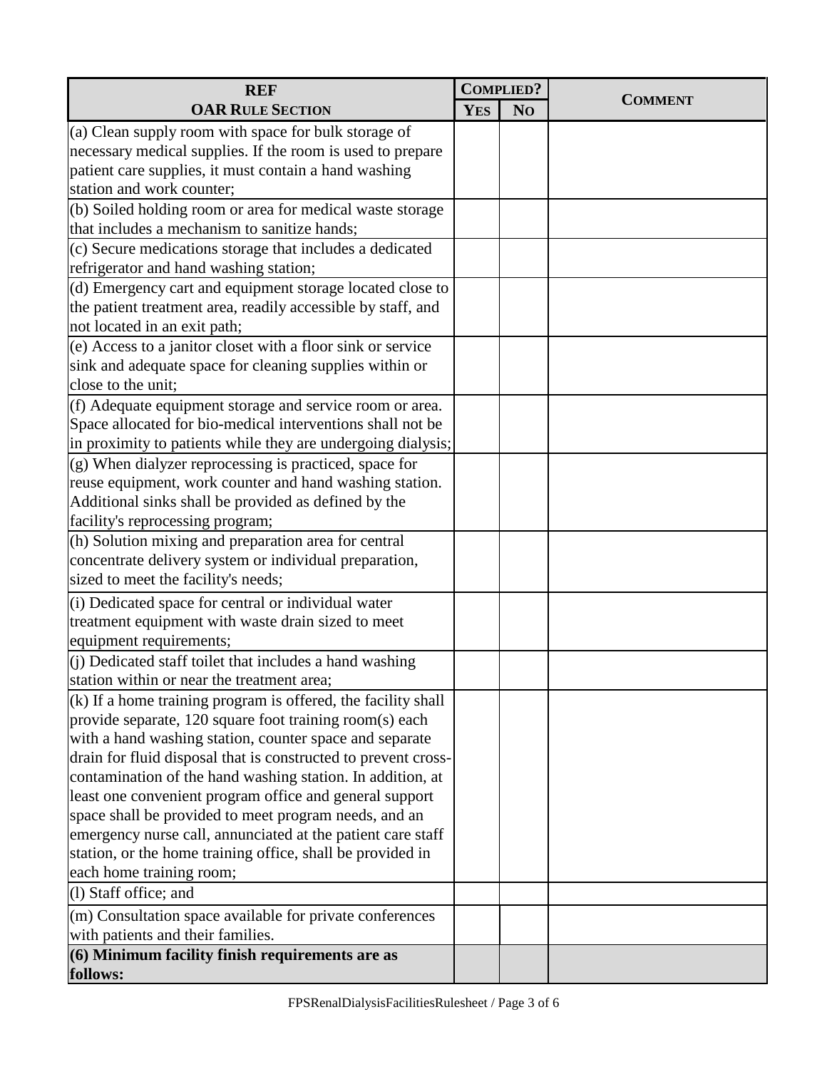| REF<br>OAR RULE SECTION | COMPLIED? | | COMMENT |
|---|---|---|---|
| | YES | NO | |
| (a) Clean supply room with space for bulk storage of necessary medical supplies. If the room is used to prepare patient care supplies, it must contain a hand washing station and work counter; | | | |
| (b) Soiled holding room or area for medical waste storage that includes a mechanism to sanitize hands; | | | |
| (c) Secure medications storage that includes a dedicated refrigerator and hand washing station; | | | |
| (d) Emergency cart and equipment storage located close to the patient treatment area, readily accessible by staff, and not located in an exit path; | | | |
| (e) Access to a janitor closet with a floor sink or service sink and adequate space for cleaning supplies within or close to the unit; | | | |
| (f) Adequate equipment storage and service room or area. Space allocated for bio-medical interventions shall not be in proximity to patients while they are undergoing dialysis; | | | |
| (g) When dialyzer reprocessing is practiced, space for reuse equipment, work counter and hand washing station. Additional sinks shall be provided as defined by the facility's reprocessing program; | | | |
| (h) Solution mixing and preparation area for central concentrate delivery system or individual preparation, sized to meet the facility's needs; | | | |
| (i) Dedicated space for central or individual water treatment equipment with waste drain sized to meet equipment requirements; | | | |
| (j) Dedicated staff toilet that includes a hand washing station within or near the treatment area; | | | |
| (k) If a home training program is offered, the facility shall provide separate, 120 square foot training room(s) each with a hand washing station, counter space and separate drain for fluid disposal that is constructed to prevent cross-contamination of the hand washing station. In addition, at least one convenient program office and general support space shall be provided to meet program needs, and an emergency nurse call, annunciated at the patient care staff station, or the home training office, shall be provided in each home training room; | | | |
| (l) Staff office; and | | | |
| (m) Consultation space available for private conferences with patients and their families. | | | |
| **(6) Minimum facility finish requirements are as follows:** | | | |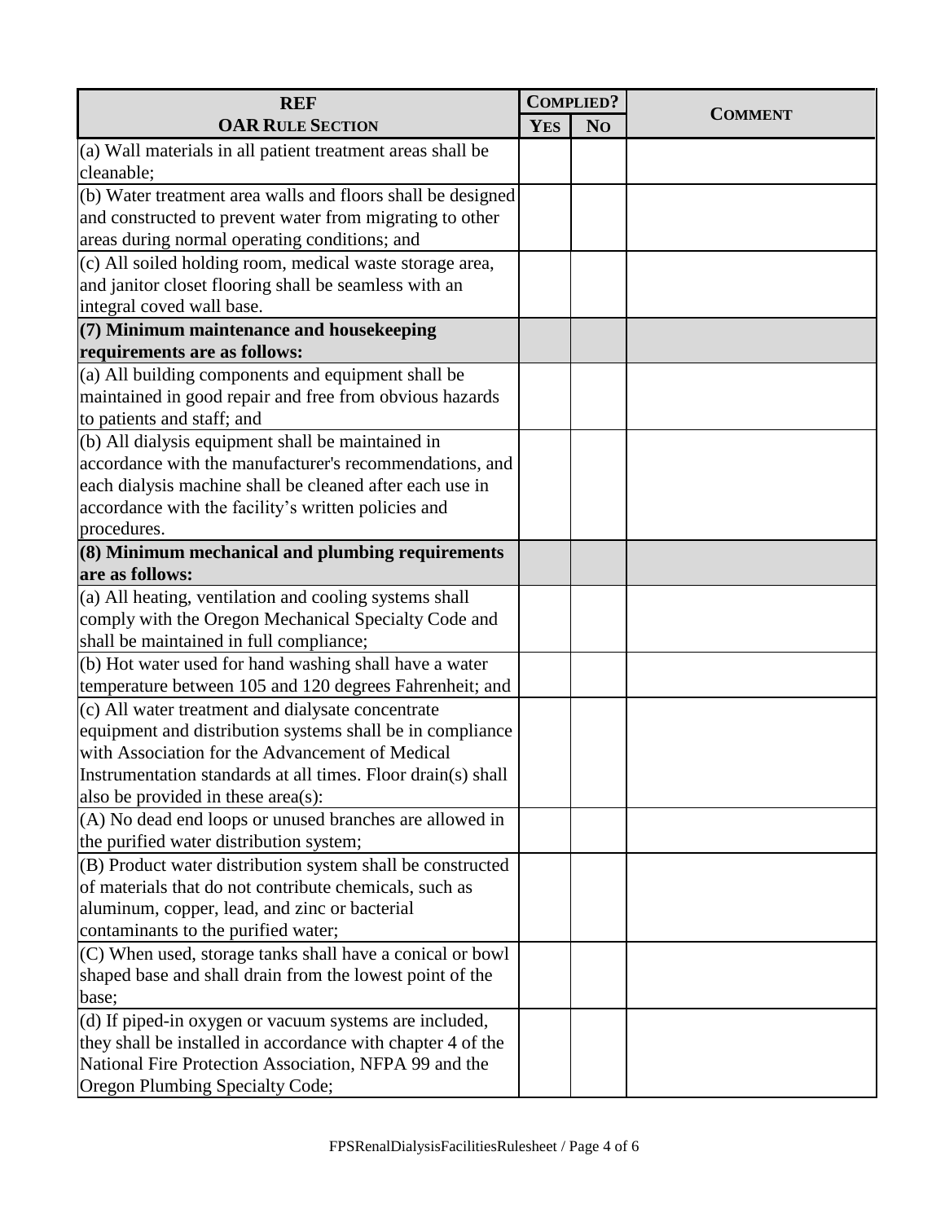| REF<br>OAR RULE SECTION | COMPLIED? | | COMMENT |
|---|---|---|---|
| | YES | NO | |
| (a) Wall materials in all patient treatment areas shall be cleanable; | | | |
| (b) Water treatment area walls and floors shall be designed and constructed to prevent water from migrating to other areas during normal operating conditions; and | | | |
| (c) All soiled holding room, medical waste storage area, and janitor closet flooring shall be seamless with an integral coved wall base. | | | |
| **(7) Minimum maintenance and housekeeping requirements are as follows:** | | | |
| (a) All building components and equipment shall be maintained in good repair and free from obvious hazards to patients and staff; and | | | |
| (b) All dialysis equipment shall be maintained in accordance with the manufacturer's recommendations, and each dialysis machine shall be cleaned after each use in accordance with the facility's written policies and procedures. | | | |
| **(8) Minimum mechanical and plumbing requirements are as follows:** | | | |
| (a) All heating, ventilation and cooling systems shall comply with the Oregon Mechanical Specialty Code and shall be maintained in full compliance; | | | |
| (b) Hot water used for hand washing shall have a water temperature between 105 and 120 degrees Fahrenheit; and | | | |
| (c) All water treatment and dialysate concentrate equipment and distribution systems shall be in compliance with Association for the Advancement of Medical Instrumentation standards at all times. Floor drain(s) shall also be provided in these area(s): | | | |
| (A) No dead end loops or unused branches are allowed in the purified water distribution system; | | | |
| (B) Product water distribution system shall be constructed of materials that do not contribute chemicals, such as aluminum, copper, lead, and zinc or bacterial contaminants to the purified water; | | | |
| (C) When used, storage tanks shall have a conical or bowl shaped base and shall drain from the lowest point of the base; | | | |
| (d) If piped-in oxygen or vacuum systems are included, they shall be installed in accordance with chapter 4 of the National Fire Protection Association, NFPA 99 and the Oregon Plumbing Specialty Code; | | | |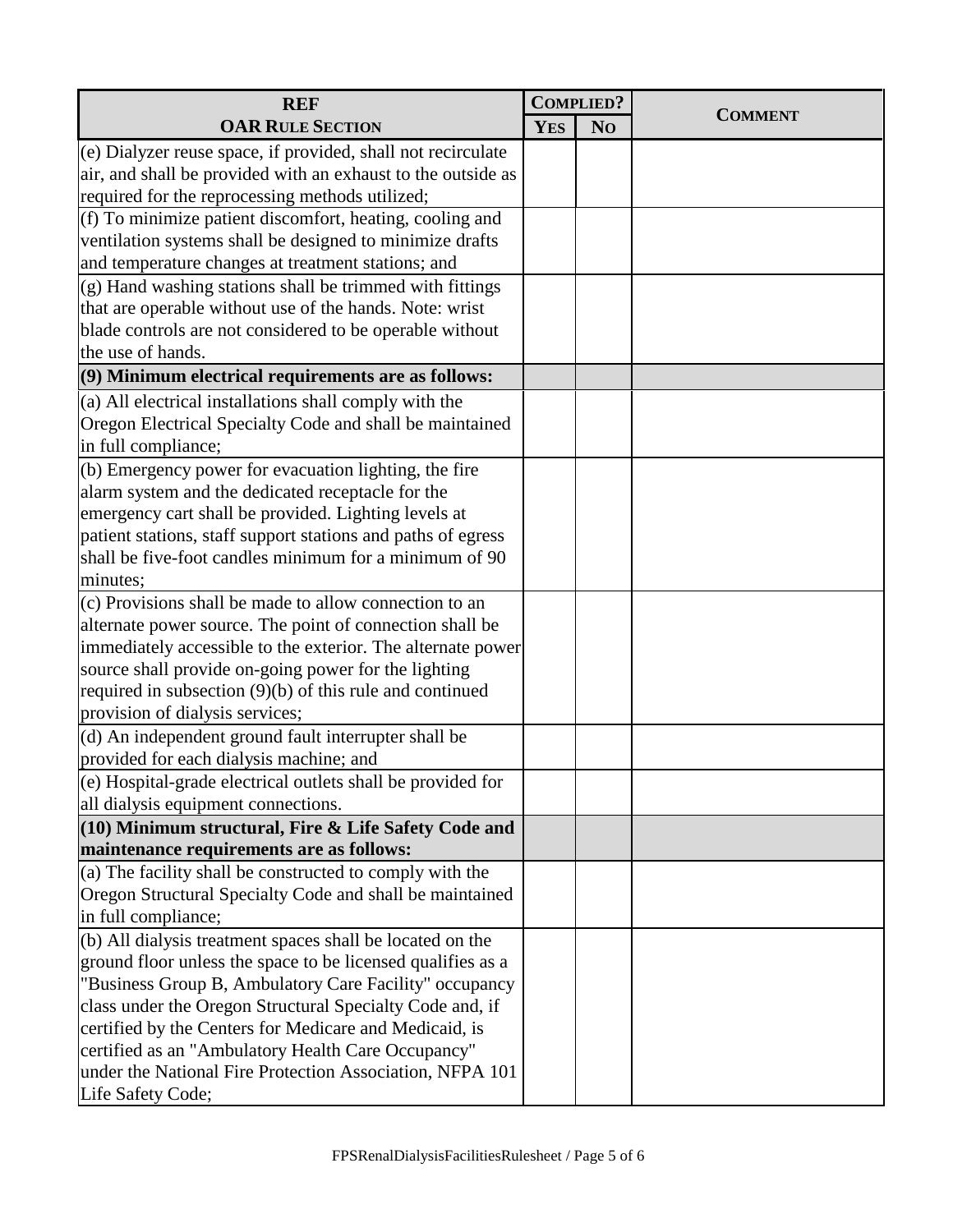| REF<br>OAR RULE SECTION | COMPLIED? | | COMMENT |
|---|---|---|---|
| | YES | NO | |
| (e) Dialyzer reuse space, if provided, shall not recirculate air, and shall be provided with an exhaust to the outside as required for the reprocessing methods utilized; | | | |
| (f) To minimize patient discomfort, heating, cooling and ventilation systems shall be designed to minimize drafts and temperature changes at treatment stations; and | | | |
| (g) Hand washing stations shall be trimmed with fittings that are operable without use of the hands. Note: wrist blade controls are not considered to be operable without the use of hands. | | | |
| **(9) Minimum electrical requirements are as follows:** | | | |
| (a) All electrical installations shall comply with the Oregon Electrical Specialty Code and shall be maintained in full compliance; | | | |
| (b) Emergency power for evacuation lighting, the fire alarm system and the dedicated receptacle for the emergency cart shall be provided. Lighting levels at patient stations, staff support stations and paths of egress shall be five-foot candles minimum for a minimum of 90 minutes; | | | |
| (c) Provisions shall be made to allow connection to an alternate power source. The point of connection shall be immediately accessible to the exterior. The alternate power source shall provide on-going power for the lighting required in subsection (9)(b) of this rule and continued provision of dialysis services; | | | |
| (d) An independent ground fault interrupter shall be provided for each dialysis machine; and | | | |
| (e) Hospital-grade electrical outlets shall be provided for all dialysis equipment connections. | | | |
| **(10) Minimum structural, Fire & Life Safety Code and maintenance requirements are as follows:** | | | |
| (a) The facility shall be constructed to comply with the Oregon Structural Specialty Code and shall be maintained in full compliance; | | | |
| (b) All dialysis treatment spaces shall be located on the ground floor unless the space to be licensed qualifies as a "Business Group B, Ambulatory Care Facility" occupancy class under the Oregon Structural Specialty Code and, if certified by the Centers for Medicare and Medicaid, is certified as an "Ambulatory Health Care Occupancy" under the National Fire Protection Association, NFPA 101 Life Safety Code; | | | |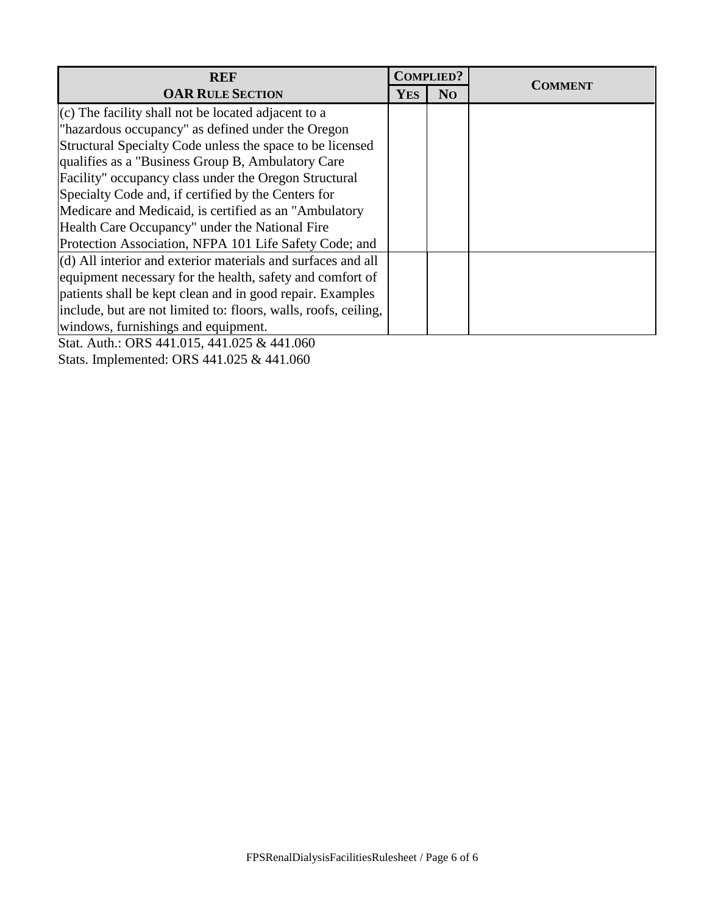| REF<br>OAR RULE SECTION | COMPLIED? | | COMMENT |
|---|---|---|---|
| | YES | NO | |
| (c) The facility shall not be located adjacent to a "hazardous occupancy" as defined under the Oregon Structural Specialty Code unless the space to be licensed qualifies as a "Business Group B, Ambulatory Care Facility" occupancy class under the Oregon Structural Specialty Code and, if certified by the Centers for Medicare and Medicaid, is certified as an "Ambulatory Health Care Occupancy" under the National Fire Protection Association, NFPA 101 Life Safety Code; and | | | |
| (d) All interior and exterior materials and surfaces and all equipment necessary for the health, safety and comfort of patients shall be kept clean and in good repair. Examples include, but are not limited to: floors, walls, roofs, ceiling, windows, furnishings and equipment. | | | |

Stat. Auth.: ORS 441.015, 441.025 & 441.060
Stats. Implemented: ORS 441.025 & 441.060